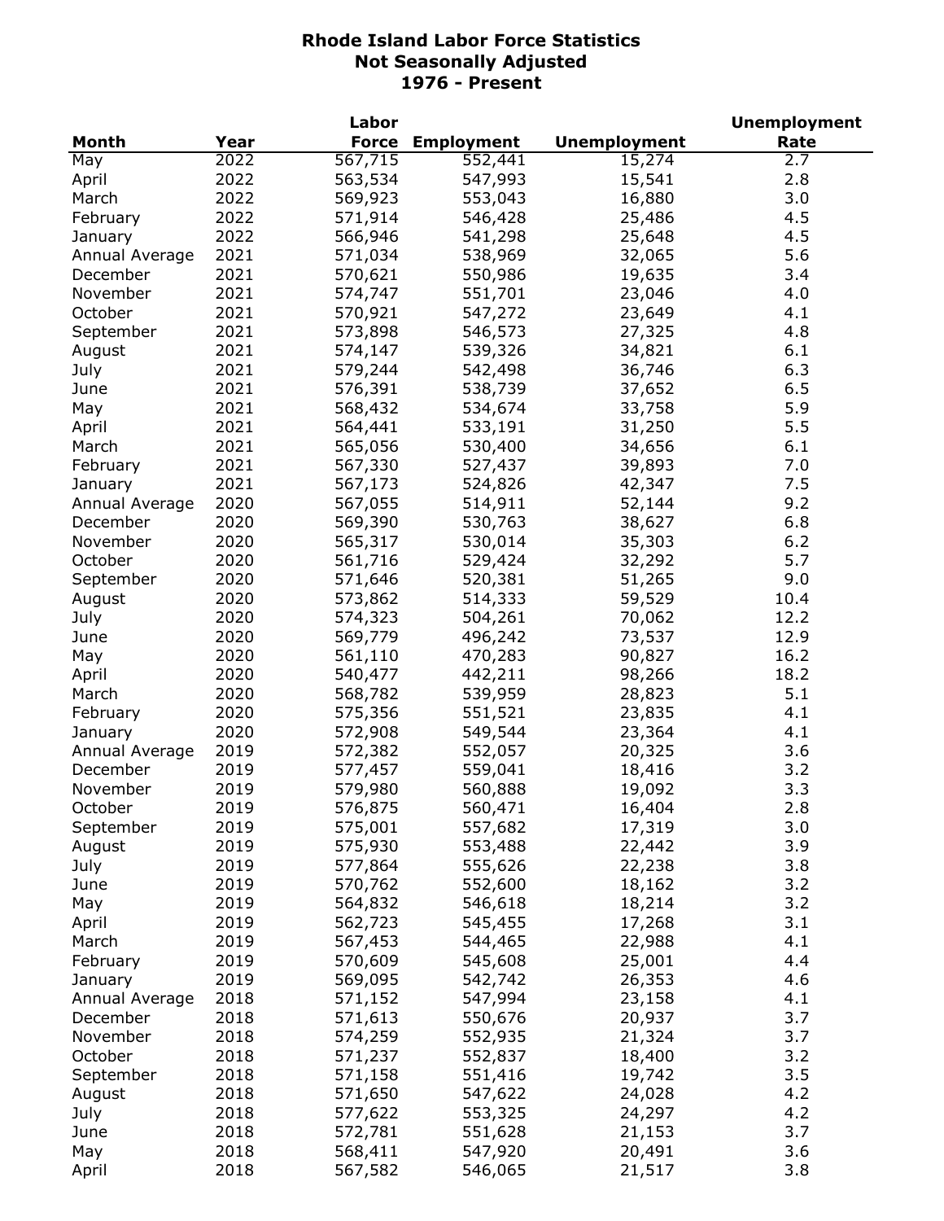# Rhode Island Labor Force Statistics
## Not Seasonally Adjusted
## 1976 - Present

| Month | Year | Labor Force | Employment | Unemployment | Unemployment Rate |
|---|---|---|---|---|---|
| May | 2022 | 567,715 | 552,441 | 15,274 | 2.7 |
| April | 2022 | 563,534 | 547,993 | 15,541 | 2.8 |
| March | 2022 | 569,923 | 553,043 | 16,880 | 3.0 |
| February | 2022 | 571,914 | 546,428 | 25,486 | 4.5 |
| January | 2022 | 566,946 | 541,298 | 25,648 | 4.5 |
| Annual Average | 2021 | 571,034 | 538,969 | 32,065 | 5.6 |
| December | 2021 | 570,621 | 550,986 | 19,635 | 3.4 |
| November | 2021 | 574,747 | 551,701 | 23,046 | 4.0 |
| October | 2021 | 570,921 | 547,272 | 23,649 | 4.1 |
| September | 2021 | 573,898 | 546,573 | 27,325 | 4.8 |
| August | 2021 | 574,147 | 539,326 | 34,821 | 6.1 |
| July | 2021 | 579,244 | 542,498 | 36,746 | 6.3 |
| June | 2021 | 576,391 | 538,739 | 37,652 | 6.5 |
| May | 2021 | 568,432 | 534,674 | 33,758 | 5.9 |
| April | 2021 | 564,441 | 533,191 | 31,250 | 5.5 |
| March | 2021 | 565,056 | 530,400 | 34,656 | 6.1 |
| February | 2021 | 567,330 | 527,437 | 39,893 | 7.0 |
| January | 2021 | 567,173 | 524,826 | 42,347 | 7.5 |
| Annual Average | 2020 | 567,055 | 514,911 | 52,144 | 9.2 |
| December | 2020 | 569,390 | 530,763 | 38,627 | 6.8 |
| November | 2020 | 565,317 | 530,014 | 35,303 | 6.2 |
| October | 2020 | 561,716 | 529,424 | 32,292 | 5.7 |
| September | 2020 | 571,646 | 520,381 | 51,265 | 9.0 |
| August | 2020 | 573,862 | 514,333 | 59,529 | 10.4 |
| July | 2020 | 574,323 | 504,261 | 70,062 | 12.2 |
| June | 2020 | 569,779 | 496,242 | 73,537 | 12.9 |
| May | 2020 | 561,110 | 470,283 | 90,827 | 16.2 |
| April | 2020 | 540,477 | 442,211 | 98,266 | 18.2 |
| March | 2020 | 568,782 | 539,959 | 28,823 | 5.1 |
| February | 2020 | 575,356 | 551,521 | 23,835 | 4.1 |
| January | 2020 | 572,908 | 549,544 | 23,364 | 4.1 |
| Annual Average | 2019 | 572,382 | 552,057 | 20,325 | 3.6 |
| December | 2019 | 577,457 | 559,041 | 18,416 | 3.2 |
| November | 2019 | 579,980 | 560,888 | 19,092 | 3.3 |
| October | 2019 | 576,875 | 560,471 | 16,404 | 2.8 |
| September | 2019 | 575,001 | 557,682 | 17,319 | 3.0 |
| August | 2019 | 575,930 | 553,488 | 22,442 | 3.9 |
| July | 2019 | 577,864 | 555,626 | 22,238 | 3.8 |
| June | 2019 | 570,762 | 552,600 | 18,162 | 3.2 |
| May | 2019 | 564,832 | 546,618 | 18,214 | 3.2 |
| April | 2019 | 562,723 | 545,455 | 17,268 | 3.1 |
| March | 2019 | 567,453 | 544,465 | 22,988 | 4.1 |
| February | 2019 | 570,609 | 545,608 | 25,001 | 4.4 |
| January | 2019 | 569,095 | 542,742 | 26,353 | 4.6 |
| Annual Average | 2018 | 571,152 | 547,994 | 23,158 | 4.1 |
| December | 2018 | 571,613 | 550,676 | 20,937 | 3.7 |
| November | 2018 | 574,259 | 552,935 | 21,324 | 3.7 |
| October | 2018 | 571,237 | 552,837 | 18,400 | 3.2 |
| September | 2018 | 571,158 | 551,416 | 19,742 | 3.5 |
| August | 2018 | 571,650 | 547,622 | 24,028 | 4.2 |
| July | 2018 | 577,622 | 553,325 | 24,297 | 4.2 |
| June | 2018 | 572,781 | 551,628 | 21,153 | 3.7 |
| May | 2018 | 568,411 | 547,920 | 20,491 | 3.6 |
| April | 2018 | 567,582 | 546,065 | 21,517 | 3.8 |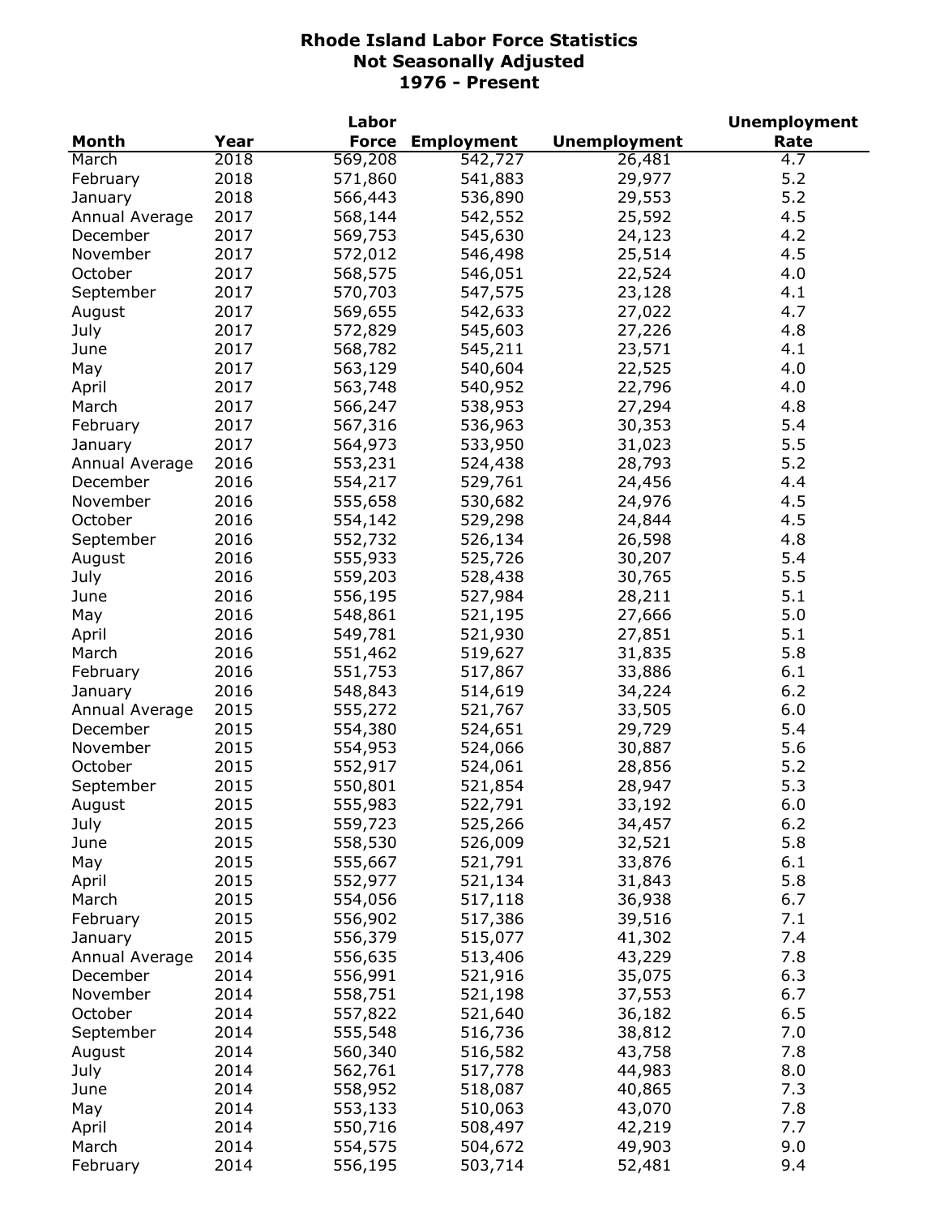# Rhode Island Labor Force Statistics
## Not Seasonally Adjusted
## 1976 - Present

| Month | Year | Labor Force | Employment | Unemployment | Unemployment Rate |
|---|---|---|---|---|---|
| March | 2018 | 569,208 | 542,727 | 26,481 | 4.7 |
| February | 2018 | 571,860 | 541,883 | 29,977 | 5.2 |
| January | 2018 | 566,443 | 536,890 | 29,553 | 5.2 |
| Annual Average | 2017 | 568,144 | 542,552 | 25,592 | 4.5 |
| December | 2017 | 569,753 | 545,630 | 24,123 | 4.2 |
| November | 2017 | 572,012 | 546,498 | 25,514 | 4.5 |
| October | 2017 | 568,575 | 546,051 | 22,524 | 4.0 |
| September | 2017 | 570,703 | 547,575 | 23,128 | 4.1 |
| August | 2017 | 569,655 | 542,633 | 27,022 | 4.7 |
| July | 2017 | 572,829 | 545,603 | 27,226 | 4.8 |
| June | 2017 | 568,782 | 545,211 | 23,571 | 4.1 |
| May | 2017 | 563,129 | 540,604 | 22,525 | 4.0 |
| April | 2017 | 563,748 | 540,952 | 22,796 | 4.0 |
| March | 2017 | 566,247 | 538,953 | 27,294 | 4.8 |
| February | 2017 | 567,316 | 536,963 | 30,353 | 5.4 |
| January | 2017 | 564,973 | 533,950 | 31,023 | 5.5 |
| Annual Average | 2016 | 553,231 | 524,438 | 28,793 | 5.2 |
| December | 2016 | 554,217 | 529,761 | 24,456 | 4.4 |
| November | 2016 | 555,658 | 530,682 | 24,976 | 4.5 |
| October | 2016 | 554,142 | 529,298 | 24,844 | 4.5 |
| September | 2016 | 552,732 | 526,134 | 26,598 | 4.8 |
| August | 2016 | 555,933 | 525,726 | 30,207 | 5.4 |
| July | 2016 | 559,203 | 528,438 | 30,765 | 5.5 |
| June | 2016 | 556,195 | 527,984 | 28,211 | 5.1 |
| May | 2016 | 548,861 | 521,195 | 27,666 | 5.0 |
| April | 2016 | 549,781 | 521,930 | 27,851 | 5.1 |
| March | 2016 | 551,462 | 519,627 | 31,835 | 5.8 |
| February | 2016 | 551,753 | 517,867 | 33,886 | 6.1 |
| January | 2016 | 548,843 | 514,619 | 34,224 | 6.2 |
| Annual Average | 2015 | 555,272 | 521,767 | 33,505 | 6.0 |
| December | 2015 | 554,380 | 524,651 | 29,729 | 5.4 |
| November | 2015 | 554,953 | 524,066 | 30,887 | 5.6 |
| October | 2015 | 552,917 | 524,061 | 28,856 | 5.2 |
| September | 2015 | 550,801 | 521,854 | 28,947 | 5.3 |
| August | 2015 | 555,983 | 522,791 | 33,192 | 6.0 |
| July | 2015 | 559,723 | 525,266 | 34,457 | 6.2 |
| June | 2015 | 558,530 | 526,009 | 32,521 | 5.8 |
| May | 2015 | 555,667 | 521,791 | 33,876 | 6.1 |
| April | 2015 | 552,977 | 521,134 | 31,843 | 5.8 |
| March | 2015 | 554,056 | 517,118 | 36,938 | 6.7 |
| February | 2015 | 556,902 | 517,386 | 39,516 | 7.1 |
| January | 2015 | 556,379 | 515,077 | 41,302 | 7.4 |
| Annual Average | 2014 | 556,635 | 513,406 | 43,229 | 7.8 |
| December | 2014 | 556,991 | 521,916 | 35,075 | 6.3 |
| November | 2014 | 558,751 | 521,198 | 37,553 | 6.7 |
| October | 2014 | 557,822 | 521,640 | 36,182 | 6.5 |
| September | 2014 | 555,548 | 516,736 | 38,812 | 7.0 |
| August | 2014 | 560,340 | 516,582 | 43,758 | 7.8 |
| July | 2014 | 562,761 | 517,778 | 44,983 | 8.0 |
| June | 2014 | 558,952 | 518,087 | 40,865 | 7.3 |
| May | 2014 | 553,133 | 510,063 | 43,070 | 7.8 |
| April | 2014 | 550,716 | 508,497 | 42,219 | 7.7 |
| March | 2014 | 554,575 | 504,672 | 49,903 | 9.0 |
| February | 2014 | 556,195 | 503,714 | 52,481 | 9.4 |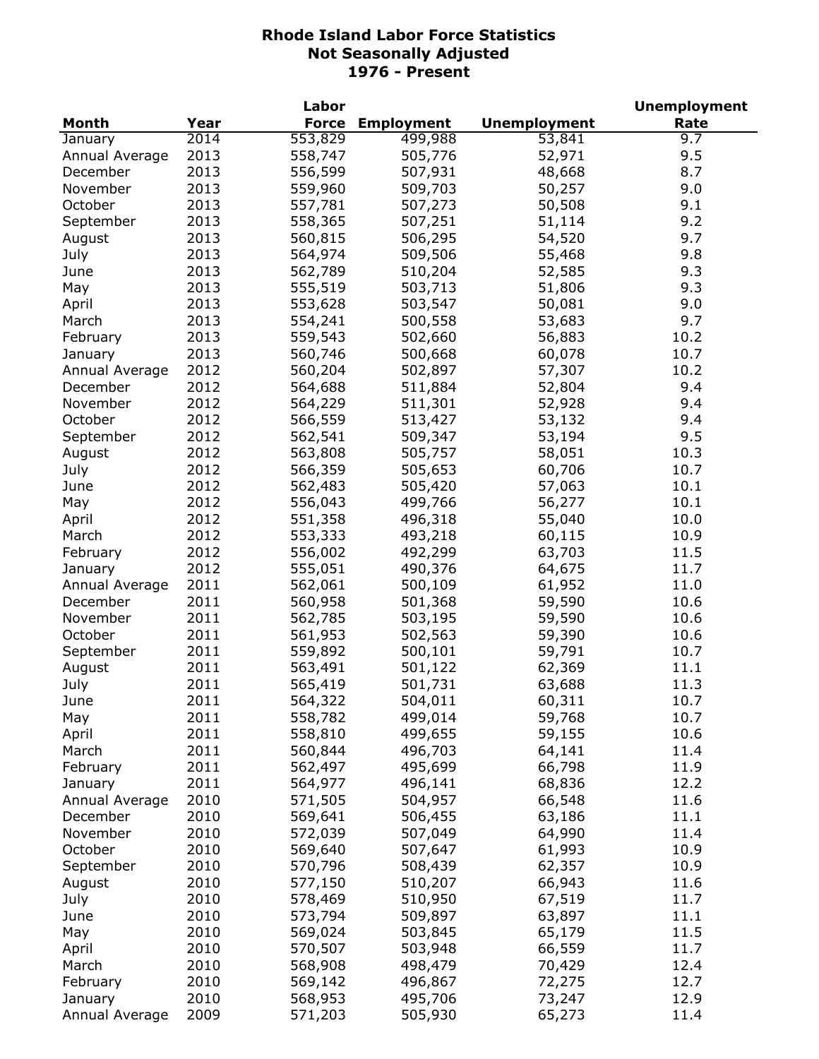# Rhode Island Labor Force Statistics
## Not Seasonally Adjusted
## 1976 - Present

| Month | Year | Labor Force | Employment | Unemployment | Unemployment Rate |
|---|---|---|---|---|---|
| January | 2014 | 553,829 | 499,988 | 53,841 | 9.7 |
| Annual Average | 2013 | 558,747 | 505,776 | 52,971 | 9.5 |
| December | 2013 | 556,599 | 507,931 | 48,668 | 8.7 |
| November | 2013 | 559,960 | 509,703 | 50,257 | 9.0 |
| October | 2013 | 557,781 | 507,273 | 50,508 | 9.1 |
| September | 2013 | 558,365 | 507,251 | 51,114 | 9.2 |
| August | 2013 | 560,815 | 506,295 | 54,520 | 9.7 |
| July | 2013 | 564,974 | 509,506 | 55,468 | 9.8 |
| June | 2013 | 562,789 | 510,204 | 52,585 | 9.3 |
| May | 2013 | 555,519 | 503,713 | 51,806 | 9.3 |
| April | 2013 | 553,628 | 503,547 | 50,081 | 9.0 |
| March | 2013 | 554,241 | 500,558 | 53,683 | 9.7 |
| February | 2013 | 559,543 | 502,660 | 56,883 | 10.2 |
| January | 2013 | 560,746 | 500,668 | 60,078 | 10.7 |
| Annual Average | 2012 | 560,204 | 502,897 | 57,307 | 10.2 |
| December | 2012 | 564,688 | 511,884 | 52,804 | 9.4 |
| November | 2012 | 564,229 | 511,301 | 52,928 | 9.4 |
| October | 2012 | 566,559 | 513,427 | 53,132 | 9.4 |
| September | 2012 | 562,541 | 509,347 | 53,194 | 9.5 |
| August | 2012 | 563,808 | 505,757 | 58,051 | 10.3 |
| July | 2012 | 566,359 | 505,653 | 60,706 | 10.7 |
| June | 2012 | 562,483 | 505,420 | 57,063 | 10.1 |
| May | 2012 | 556,043 | 499,766 | 56,277 | 10.1 |
| April | 2012 | 551,358 | 496,318 | 55,040 | 10.0 |
| March | 2012 | 553,333 | 493,218 | 60,115 | 10.9 |
| February | 2012 | 556,002 | 492,299 | 63,703 | 11.5 |
| January | 2012 | 555,051 | 490,376 | 64,675 | 11.7 |
| Annual Average | 2011 | 562,061 | 500,109 | 61,952 | 11.0 |
| December | 2011 | 560,958 | 501,368 | 59,590 | 10.6 |
| November | 2011 | 562,785 | 503,195 | 59,590 | 10.6 |
| October | 2011 | 561,953 | 502,563 | 59,390 | 10.6 |
| September | 2011 | 559,892 | 500,101 | 59,791 | 10.7 |
| August | 2011 | 563,491 | 501,122 | 62,369 | 11.1 |
| July | 2011 | 565,419 | 501,731 | 63,688 | 11.3 |
| June | 2011 | 564,322 | 504,011 | 60,311 | 10.7 |
| May | 2011 | 558,782 | 499,014 | 59,768 | 10.7 |
| April | 2011 | 558,810 | 499,655 | 59,155 | 10.6 |
| March | 2011 | 560,844 | 496,703 | 64,141 | 11.4 |
| February | 2011 | 562,497 | 495,699 | 66,798 | 11.9 |
| January | 2011 | 564,977 | 496,141 | 68,836 | 12.2 |
| Annual Average | 2010 | 571,505 | 504,957 | 66,548 | 11.6 |
| December | 2010 | 569,641 | 506,455 | 63,186 | 11.1 |
| November | 2010 | 572,039 | 507,049 | 64,990 | 11.4 |
| October | 2010 | 569,640 | 507,647 | 61,993 | 10.9 |
| September | 2010 | 570,796 | 508,439 | 62,357 | 10.9 |
| August | 2010 | 577,150 | 510,207 | 66,943 | 11.6 |
| July | 2010 | 578,469 | 510,950 | 67,519 | 11.7 |
| June | 2010 | 573,794 | 509,897 | 63,897 | 11.1 |
| May | 2010 | 569,024 | 503,845 | 65,179 | 11.5 |
| April | 2010 | 570,507 | 503,948 | 66,559 | 11.7 |
| March | 2010 | 568,908 | 498,479 | 70,429 | 12.4 |
| February | 2010 | 569,142 | 496,867 | 72,275 | 12.7 |
| January | 2010 | 568,953 | 495,706 | 73,247 | 12.9 |
| Annual Average | 2009 | 571,203 | 505,930 | 65,273 | 11.4 |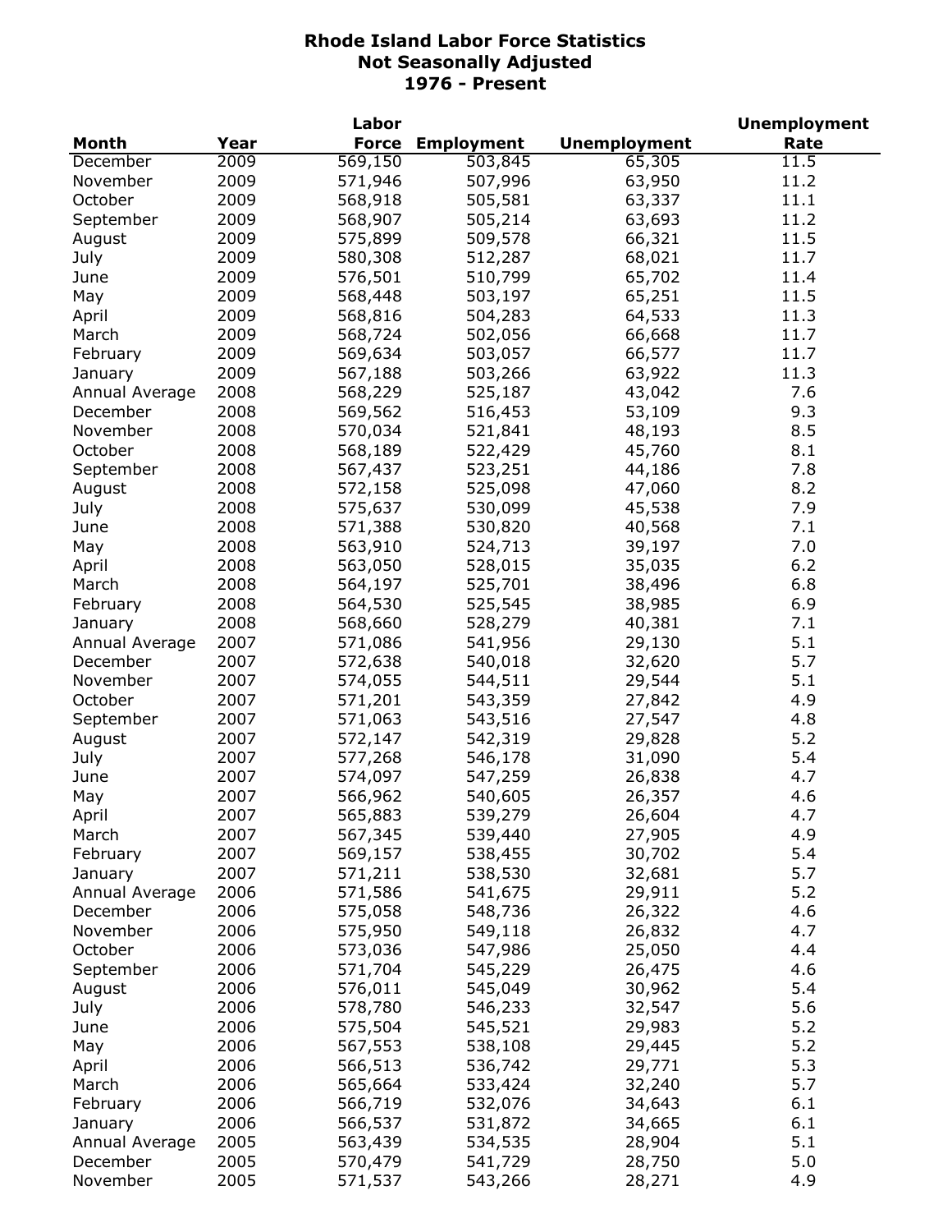# Rhode Island Labor Force Statistics
## Not Seasonally Adjusted
## 1976 - Present

| Month | Year | Labor Force | Employment | Unemployment | Unemployment Rate |
|---|---|---|---|---|---|
| December | 2009 | 569,150 | 503,845 | 65,305 | 11.5 |
| November | 2009 | 571,946 | 507,996 | 63,950 | 11.2 |
| October | 2009 | 568,918 | 505,581 | 63,337 | 11.1 |
| September | 2009 | 568,907 | 505,214 | 63,693 | 11.2 |
| August | 2009 | 575,899 | 509,578 | 66,321 | 11.5 |
| July | 2009 | 580,308 | 512,287 | 68,021 | 11.7 |
| June | 2009 | 576,501 | 510,799 | 65,702 | 11.4 |
| May | 2009 | 568,448 | 503,197 | 65,251 | 11.5 |
| April | 2009 | 568,816 | 504,283 | 64,533 | 11.3 |
| March | 2009 | 568,724 | 502,056 | 66,668 | 11.7 |
| February | 2009 | 569,634 | 503,057 | 66,577 | 11.7 |
| January | 2009 | 567,188 | 503,266 | 63,922 | 11.3 |
| Annual Average | 2008 | 568,229 | 525,187 | 43,042 | 7.6 |
| December | 2008 | 569,562 | 516,453 | 53,109 | 9.3 |
| November | 2008 | 570,034 | 521,841 | 48,193 | 8.5 |
| October | 2008 | 568,189 | 522,429 | 45,760 | 8.1 |
| September | 2008 | 567,437 | 523,251 | 44,186 | 7.8 |
| August | 2008 | 572,158 | 525,098 | 47,060 | 8.2 |
| July | 2008 | 575,637 | 530,099 | 45,538 | 7.9 |
| June | 2008 | 571,388 | 530,820 | 40,568 | 7.1 |
| May | 2008 | 563,910 | 524,713 | 39,197 | 7.0 |
| April | 2008 | 563,050 | 528,015 | 35,035 | 6.2 |
| March | 2008 | 564,197 | 525,701 | 38,496 | 6.8 |
| February | 2008 | 564,530 | 525,545 | 38,985 | 6.9 |
| January | 2008 | 568,660 | 528,279 | 40,381 | 7.1 |
| Annual Average | 2007 | 571,086 | 541,956 | 29,130 | 5.1 |
| December | 2007 | 572,638 | 540,018 | 32,620 | 5.7 |
| November | 2007 | 574,055 | 544,511 | 29,544 | 5.1 |
| October | 2007 | 571,201 | 543,359 | 27,842 | 4.9 |
| September | 2007 | 571,063 | 543,516 | 27,547 | 4.8 |
| August | 2007 | 572,147 | 542,319 | 29,828 | 5.2 |
| July | 2007 | 577,268 | 546,178 | 31,090 | 5.4 |
| June | 2007 | 574,097 | 547,259 | 26,838 | 4.7 |
| May | 2007 | 566,962 | 540,605 | 26,357 | 4.6 |
| April | 2007 | 565,883 | 539,279 | 26,604 | 4.7 |
| March | 2007 | 567,345 | 539,440 | 27,905 | 4.9 |
| February | 2007 | 569,157 | 538,455 | 30,702 | 5.4 |
| January | 2007 | 571,211 | 538,530 | 32,681 | 5.7 |
| Annual Average | 2006 | 571,586 | 541,675 | 29,911 | 5.2 |
| December | 2006 | 575,058 | 548,736 | 26,322 | 4.6 |
| November | 2006 | 575,950 | 549,118 | 26,832 | 4.7 |
| October | 2006 | 573,036 | 547,986 | 25,050 | 4.4 |
| September | 2006 | 571,704 | 545,229 | 26,475 | 4.6 |
| August | 2006 | 576,011 | 545,049 | 30,962 | 5.4 |
| July | 2006 | 578,780 | 546,233 | 32,547 | 5.6 |
| June | 2006 | 575,504 | 545,521 | 29,983 | 5.2 |
| May | 2006 | 567,553 | 538,108 | 29,445 | 5.2 |
| April | 2006 | 566,513 | 536,742 | 29,771 | 5.3 |
| March | 2006 | 565,664 | 533,424 | 32,240 | 5.7 |
| February | 2006 | 566,719 | 532,076 | 34,643 | 6.1 |
| January | 2006 | 566,537 | 531,872 | 34,665 | 6.1 |
| Annual Average | 2005 | 563,439 | 534,535 | 28,904 | 5.1 |
| December | 2005 | 570,479 | 541,729 | 28,750 | 5.0 |
| November | 2005 | 571,537 | 543,266 | 28,271 | 4.9 |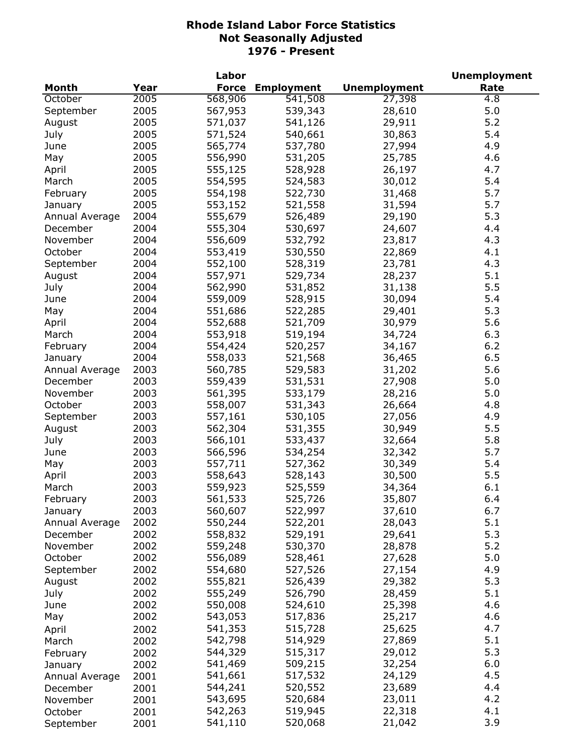# Rhode Island Labor Force Statistics
## Not Seasonally Adjusted
## 1976 - Present

| Month | Year | Labor Force | Employment | Unemployment | Unemployment Rate |
|---|---|---|---|---|---|
| October | 2005 | 568,906 | 541,508 | 27,398 | 4.8 |
| September | 2005 | 567,953 | 539,343 | 28,610 | 5.0 |
| August | 2005 | 571,037 | 541,126 | 29,911 | 5.2 |
| July | 2005 | 571,524 | 540,661 | 30,863 | 5.4 |
| June | 2005 | 565,774 | 537,780 | 27,994 | 4.9 |
| May | 2005 | 556,990 | 531,205 | 25,785 | 4.6 |
| April | 2005 | 555,125 | 528,928 | 26,197 | 4.7 |
| March | 2005 | 554,595 | 524,583 | 30,012 | 5.4 |
| February | 2005 | 554,198 | 522,730 | 31,468 | 5.7 |
| January | 2005 | 553,152 | 521,558 | 31,594 | 5.7 |
| Annual Average | 2004 | 555,679 | 526,489 | 29,190 | 5.3 |
| December | 2004 | 555,304 | 530,697 | 24,607 | 4.4 |
| November | 2004 | 556,609 | 532,792 | 23,817 | 4.3 |
| October | 2004 | 553,419 | 530,550 | 22,869 | 4.1 |
| September | 2004 | 552,100 | 528,319 | 23,781 | 4.3 |
| August | 2004 | 557,971 | 529,734 | 28,237 | 5.1 |
| July | 2004 | 562,990 | 531,852 | 31,138 | 5.5 |
| June | 2004 | 559,009 | 528,915 | 30,094 | 5.4 |
| May | 2004 | 551,686 | 522,285 | 29,401 | 5.3 |
| April | 2004 | 552,688 | 521,709 | 30,979 | 5.6 |
| March | 2004 | 553,918 | 519,194 | 34,724 | 6.3 |
| February | 2004 | 554,424 | 520,257 | 34,167 | 6.2 |
| January | 2004 | 558,033 | 521,568 | 36,465 | 6.5 |
| Annual Average | 2003 | 560,785 | 529,583 | 31,202 | 5.6 |
| December | 2003 | 559,439 | 531,531 | 27,908 | 5.0 |
| November | 2003 | 561,395 | 533,179 | 28,216 | 5.0 |
| October | 2003 | 558,007 | 531,343 | 26,664 | 4.8 |
| September | 2003 | 557,161 | 530,105 | 27,056 | 4.9 |
| August | 2003 | 562,304 | 531,355 | 30,949 | 5.5 |
| July | 2003 | 566,101 | 533,437 | 32,664 | 5.8 |
| June | 2003 | 566,596 | 534,254 | 32,342 | 5.7 |
| May | 2003 | 557,711 | 527,362 | 30,349 | 5.4 |
| April | 2003 | 558,643 | 528,143 | 30,500 | 5.5 |
| March | 2003 | 559,923 | 525,559 | 34,364 | 6.1 |
| February | 2003 | 561,533 | 525,726 | 35,807 | 6.4 |
| January | 2003 | 560,607 | 522,997 | 37,610 | 6.7 |
| Annual Average | 2002 | 550,244 | 522,201 | 28,043 | 5.1 |
| December | 2002 | 558,832 | 529,191 | 29,641 | 5.3 |
| November | 2002 | 559,248 | 530,370 | 28,878 | 5.2 |
| October | 2002 | 556,089 | 528,461 | 27,628 | 5.0 |
| September | 2002 | 554,680 | 527,526 | 27,154 | 4.9 |
| August | 2002 | 555,821 | 526,439 | 29,382 | 5.3 |
| July | 2002 | 555,249 | 526,790 | 28,459 | 5.1 |
| June | 2002 | 550,008 | 524,610 | 25,398 | 4.6 |
| May | 2002 | 543,053 | 517,836 | 25,217 | 4.6 |
| April | 2002 | 541,353 | 515,728 | 25,625 | 4.7 |
| March | 2002 | 542,798 | 514,929 | 27,869 | 5.1 |
| February | 2002 | 544,329 | 515,317 | 29,012 | 5.3 |
| January | 2002 | 541,469 | 509,215 | 32,254 | 6.0 |
| Annual Average | 2001 | 541,661 | 517,532 | 24,129 | 4.5 |
| December | 2001 | 544,241 | 520,552 | 23,689 | 4.4 |
| November | 2001 | 543,695 | 520,684 | 23,011 | 4.2 |
| October | 2001 | 542,263 | 519,945 | 22,318 | 4.1 |
| September | 2001 | 541,110 | 520,068 | 21,042 | 3.9 |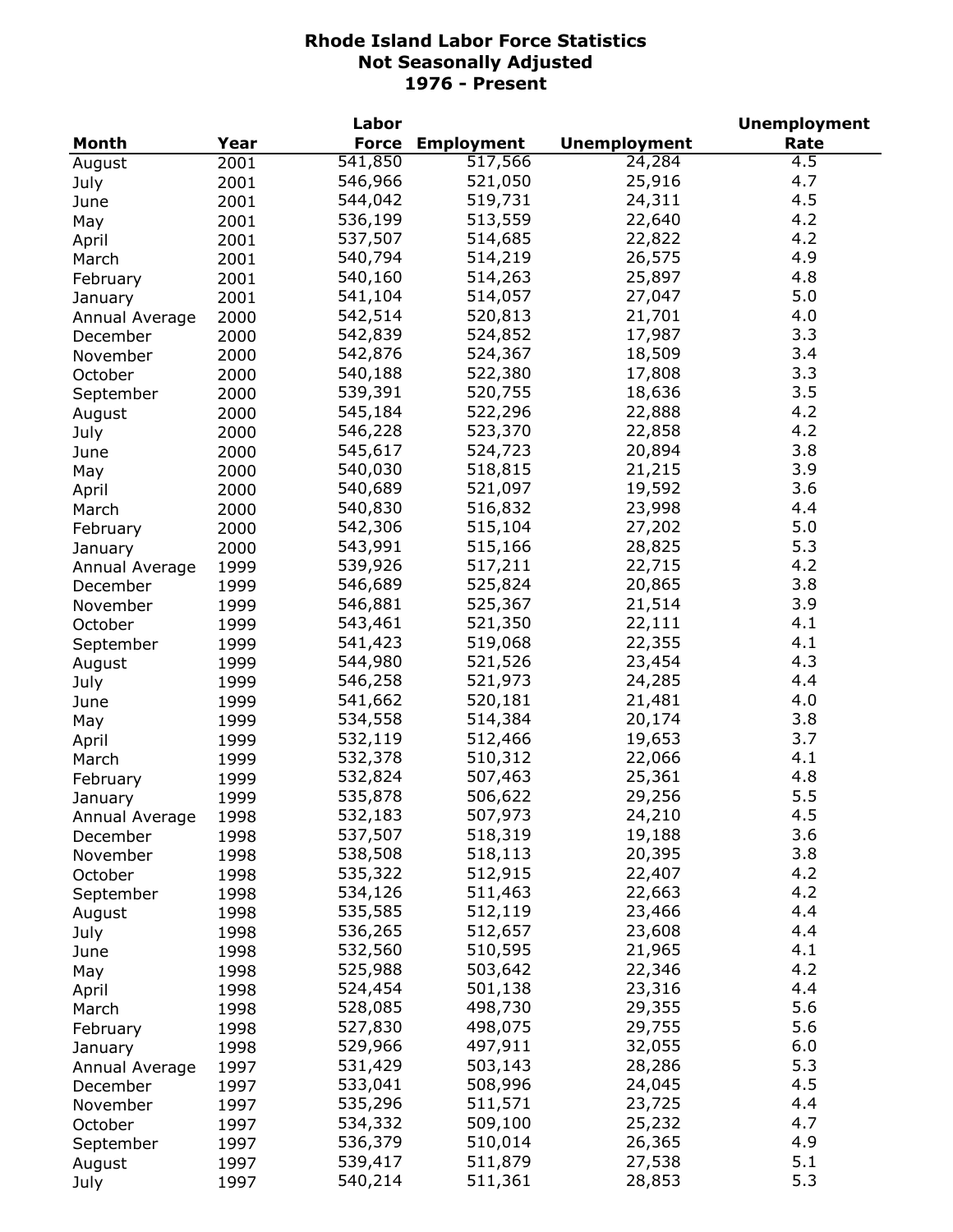# Rhode Island Labor Force Statistics
## Not Seasonally Adjusted
## 1976 - Present

| Month | Year | Labor Force | Employment | Unemployment | Unemployment Rate |
|---|---|---|---|---|---|
| August | 2001 | 541,850 | 517,566 | 24,284 | 4.5 |
| July | 2001 | 546,966 | 521,050 | 25,916 | 4.7 |
| June | 2001 | 544,042 | 519,731 | 24,311 | 4.5 |
| May | 2001 | 536,199 | 513,559 | 22,640 | 4.2 |
| April | 2001 | 537,507 | 514,685 | 22,822 | 4.2 |
| March | 2001 | 540,794 | 514,219 | 26,575 | 4.9 |
| February | 2001 | 540,160 | 514,263 | 25,897 | 4.8 |
| January | 2001 | 541,104 | 514,057 | 27,047 | 5.0 |
| Annual Average | 2000 | 542,514 | 520,813 | 21,701 | 4.0 |
| December | 2000 | 542,839 | 524,852 | 17,987 | 3.3 |
| November | 2000 | 542,876 | 524,367 | 18,509 | 3.4 |
| October | 2000 | 540,188 | 522,380 | 17,808 | 3.3 |
| September | 2000 | 539,391 | 520,755 | 18,636 | 3.5 |
| August | 2000 | 545,184 | 522,296 | 22,888 | 4.2 |
| July | 2000 | 546,228 | 523,370 | 22,858 | 4.2 |
| June | 2000 | 545,617 | 524,723 | 20,894 | 3.8 |
| May | 2000 | 540,030 | 518,815 | 21,215 | 3.9 |
| April | 2000 | 540,689 | 521,097 | 19,592 | 3.6 |
| March | 2000 | 540,830 | 516,832 | 23,998 | 4.4 |
| February | 2000 | 542,306 | 515,104 | 27,202 | 5.0 |
| January | 2000 | 543,991 | 515,166 | 28,825 | 5.3 |
| Annual Average | 1999 | 539,926 | 517,211 | 22,715 | 4.2 |
| December | 1999 | 546,689 | 525,824 | 20,865 | 3.8 |
| November | 1999 | 546,881 | 525,367 | 21,514 | 3.9 |
| October | 1999 | 543,461 | 521,350 | 22,111 | 4.1 |
| September | 1999 | 541,423 | 519,068 | 22,355 | 4.1 |
| August | 1999 | 544,980 | 521,526 | 23,454 | 4.3 |
| July | 1999 | 546,258 | 521,973 | 24,285 | 4.4 |
| June | 1999 | 541,662 | 520,181 | 21,481 | 4.0 |
| May | 1999 | 534,558 | 514,384 | 20,174 | 3.8 |
| April | 1999 | 532,119 | 512,466 | 19,653 | 3.7 |
| March | 1999 | 532,378 | 510,312 | 22,066 | 4.1 |
| February | 1999 | 532,824 | 507,463 | 25,361 | 4.8 |
| January | 1999 | 535,878 | 506,622 | 29,256 | 5.5 |
| Annual Average | 1998 | 532,183 | 507,973 | 24,210 | 4.5 |
| December | 1998 | 537,507 | 518,319 | 19,188 | 3.6 |
| November | 1998 | 538,508 | 518,113 | 20,395 | 3.8 |
| October | 1998 | 535,322 | 512,915 | 22,407 | 4.2 |
| September | 1998 | 534,126 | 511,463 | 22,663 | 4.2 |
| August | 1998 | 535,585 | 512,119 | 23,466 | 4.4 |
| July | 1998 | 536,265 | 512,657 | 23,608 | 4.4 |
| June | 1998 | 532,560 | 510,595 | 21,965 | 4.1 |
| May | 1998 | 525,988 | 503,642 | 22,346 | 4.2 |
| April | 1998 | 524,454 | 501,138 | 23,316 | 4.4 |
| March | 1998 | 528,085 | 498,730 | 29,355 | 5.6 |
| February | 1998 | 527,830 | 498,075 | 29,755 | 5.6 |
| January | 1998 | 529,966 | 497,911 | 32,055 | 6.0 |
| Annual Average | 1997 | 531,429 | 503,143 | 28,286 | 5.3 |
| December | 1997 | 533,041 | 508,996 | 24,045 | 4.5 |
| November | 1997 | 535,296 | 511,571 | 23,725 | 4.4 |
| October | 1997 | 534,332 | 509,100 | 25,232 | 4.7 |
| September | 1997 | 536,379 | 510,014 | 26,365 | 4.9 |
| August | 1997 | 539,417 | 511,879 | 27,538 | 5.1 |
| July | 1997 | 540,214 | 511,361 | 28,853 | 5.3 |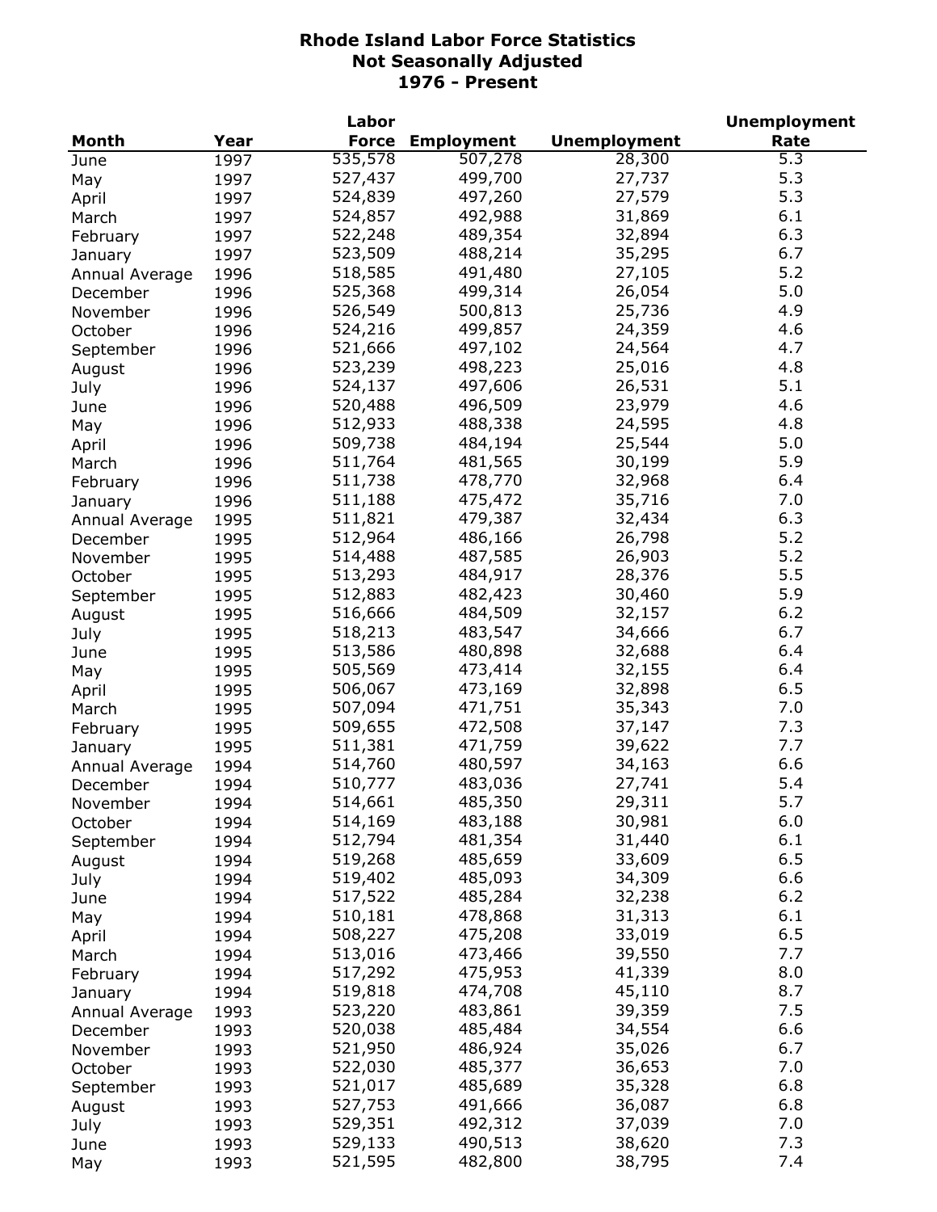# Rhode Island Labor Force Statistics
## Not Seasonally Adjusted
## 1976 - Present

| Month | Year | Labor Force | Employment | Unemployment | Unemployment Rate |
|---|---|---|---|---|---|
| June | 1997 | 535,578 | 507,278 | 28,300 | 5.3 |
| May | 1997 | 527,437 | 499,700 | 27,737 | 5.3 |
| April | 1997 | 524,839 | 497,260 | 27,579 | 5.3 |
| March | 1997 | 524,857 | 492,988 | 31,869 | 6.1 |
| February | 1997 | 522,248 | 489,354 | 32,894 | 6.3 |
| January | 1997 | 523,509 | 488,214 | 35,295 | 6.7 |
| Annual Average | 1996 | 518,585 | 491,480 | 27,105 | 5.2 |
| December | 1996 | 525,368 | 499,314 | 26,054 | 5.0 |
| November | 1996 | 526,549 | 500,813 | 25,736 | 4.9 |
| October | 1996 | 524,216 | 499,857 | 24,359 | 4.6 |
| September | 1996 | 521,666 | 497,102 | 24,564 | 4.7 |
| August | 1996 | 523,239 | 498,223 | 25,016 | 4.8 |
| July | 1996 | 524,137 | 497,606 | 26,531 | 5.1 |
| June | 1996 | 520,488 | 496,509 | 23,979 | 4.6 |
| May | 1996 | 512,933 | 488,338 | 24,595 | 4.8 |
| April | 1996 | 509,738 | 484,194 | 25,544 | 5.0 |
| March | 1996 | 511,764 | 481,565 | 30,199 | 5.9 |
| February | 1996 | 511,738 | 478,770 | 32,968 | 6.4 |
| January | 1996 | 511,188 | 475,472 | 35,716 | 7.0 |
| Annual Average | 1995 | 511,821 | 479,387 | 32,434 | 6.3 |
| December | 1995 | 512,964 | 486,166 | 26,798 | 5.2 |
| November | 1995 | 514,488 | 487,585 | 26,903 | 5.2 |
| October | 1995 | 513,293 | 484,917 | 28,376 | 5.5 |
| September | 1995 | 512,883 | 482,423 | 30,460 | 5.9 |
| August | 1995 | 516,666 | 484,509 | 32,157 | 6.2 |
| July | 1995 | 518,213 | 483,547 | 34,666 | 6.7 |
| June | 1995 | 513,586 | 480,898 | 32,688 | 6.4 |
| May | 1995 | 505,569 | 473,414 | 32,155 | 6.4 |
| April | 1995 | 506,067 | 473,169 | 32,898 | 6.5 |
| March | 1995 | 507,094 | 471,751 | 35,343 | 7.0 |
| February | 1995 | 509,655 | 472,508 | 37,147 | 7.3 |
| January | 1995 | 511,381 | 471,759 | 39,622 | 7.7 |
| Annual Average | 1994 | 514,760 | 480,597 | 34,163 | 6.6 |
| December | 1994 | 510,777 | 483,036 | 27,741 | 5.4 |
| November | 1994 | 514,661 | 485,350 | 29,311 | 5.7 |
| October | 1994 | 514,169 | 483,188 | 30,981 | 6.0 |
| September | 1994 | 512,794 | 481,354 | 31,440 | 6.1 |
| August | 1994 | 519,268 | 485,659 | 33,609 | 6.5 |
| July | 1994 | 519,402 | 485,093 | 34,309 | 6.6 |
| June | 1994 | 517,522 | 485,284 | 32,238 | 6.2 |
| May | 1994 | 510,181 | 478,868 | 31,313 | 6.1 |
| April | 1994 | 508,227 | 475,208 | 33,019 | 6.5 |
| March | 1994 | 513,016 | 473,466 | 39,550 | 7.7 |
| February | 1994 | 517,292 | 475,953 | 41,339 | 8.0 |
| January | 1994 | 519,818 | 474,708 | 45,110 | 8.7 |
| Annual Average | 1993 | 523,220 | 483,861 | 39,359 | 7.5 |
| December | 1993 | 520,038 | 485,484 | 34,554 | 6.6 |
| November | 1993 | 521,950 | 486,924 | 35,026 | 6.7 |
| October | 1993 | 522,030 | 485,377 | 36,653 | 7.0 |
| September | 1993 | 521,017 | 485,689 | 35,328 | 6.8 |
| August | 1993 | 527,753 | 491,666 | 36,087 | 6.8 |
| July | 1993 | 529,351 | 492,312 | 37,039 | 7.0 |
| June | 1993 | 529,133 | 490,513 | 38,620 | 7.3 |
| May | 1993 | 521,595 | 482,800 | 38,795 | 7.4 |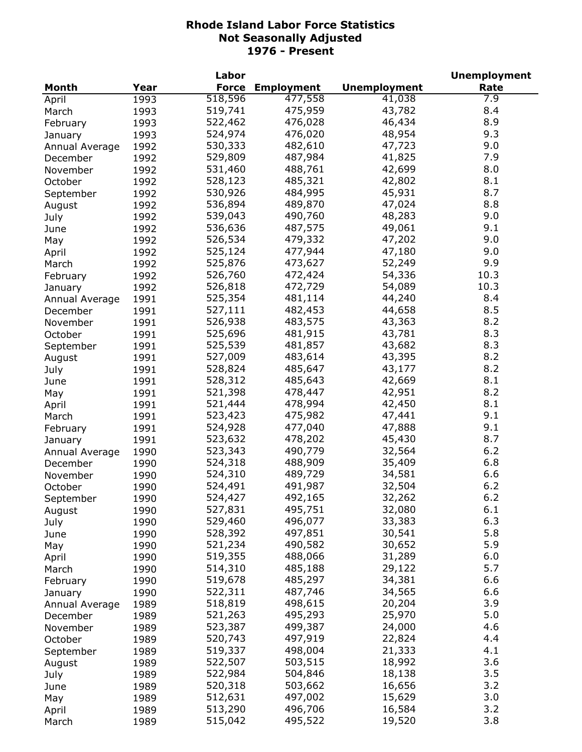# Rhode Island Labor Force Statistics
## Not Seasonally Adjusted
## 1976 - Present

| Month | Year | Labor Force | Employment | Unemployment | Unemployment Rate |
|---|---|---|---|---|---|
| April | 1993 | 518,596 | 477,558 | 41,038 | 7.9 |
| March | 1993 | 519,741 | 475,959 | 43,782 | 8.4 |
| February | 1993 | 522,462 | 476,028 | 46,434 | 8.9 |
| January | 1993 | 524,974 | 476,020 | 48,954 | 9.3 |
| Annual Average | 1992 | 530,333 | 482,610 | 47,723 | 9.0 |
| December | 1992 | 529,809 | 487,984 | 41,825 | 7.9 |
| November | 1992 | 531,460 | 488,761 | 42,699 | 8.0 |
| October | 1992 | 528,123 | 485,321 | 42,802 | 8.1 |
| September | 1992 | 530,926 | 484,995 | 45,931 | 8.7 |
| August | 1992 | 536,894 | 489,870 | 47,024 | 8.8 |
| July | 1992 | 539,043 | 490,760 | 48,283 | 9.0 |
| June | 1992 | 536,636 | 487,575 | 49,061 | 9.1 |
| May | 1992 | 526,534 | 479,332 | 47,202 | 9.0 |
| April | 1992 | 525,124 | 477,944 | 47,180 | 9.0 |
| March | 1992 | 525,876 | 473,627 | 52,249 | 9.9 |
| February | 1992 | 526,760 | 472,424 | 54,336 | 10.3 |
| January | 1992 | 526,818 | 472,729 | 54,089 | 10.3 |
| Annual Average | 1991 | 525,354 | 481,114 | 44,240 | 8.4 |
| December | 1991 | 527,111 | 482,453 | 44,658 | 8.5 |
| November | 1991 | 526,938 | 483,575 | 43,363 | 8.2 |
| October | 1991 | 525,696 | 481,915 | 43,781 | 8.3 |
| September | 1991 | 525,539 | 481,857 | 43,682 | 8.3 |
| August | 1991 | 527,009 | 483,614 | 43,395 | 8.2 |
| July | 1991 | 528,824 | 485,647 | 43,177 | 8.2 |
| June | 1991 | 528,312 | 485,643 | 42,669 | 8.1 |
| May | 1991 | 521,398 | 478,447 | 42,951 | 8.2 |
| April | 1991 | 521,444 | 478,994 | 42,450 | 8.1 |
| March | 1991 | 523,423 | 475,982 | 47,441 | 9.1 |
| February | 1991 | 524,928 | 477,040 | 47,888 | 9.1 |
| January | 1991 | 523,632 | 478,202 | 45,430 | 8.7 |
| Annual Average | 1990 | 523,343 | 490,779 | 32,564 | 6.2 |
| December | 1990 | 524,318 | 488,909 | 35,409 | 6.8 |
| November | 1990 | 524,310 | 489,729 | 34,581 | 6.6 |
| October | 1990 | 524,491 | 491,987 | 32,504 | 6.2 |
| September | 1990 | 524,427 | 492,165 | 32,262 | 6.2 |
| August | 1990 | 527,831 | 495,751 | 32,080 | 6.1 |
| July | 1990 | 529,460 | 496,077 | 33,383 | 6.3 |
| June | 1990 | 528,392 | 497,851 | 30,541 | 5.8 |
| May | 1990 | 521,234 | 490,582 | 30,652 | 5.9 |
| April | 1990 | 519,355 | 488,066 | 31,289 | 6.0 |
| March | 1990 | 514,310 | 485,188 | 29,122 | 5.7 |
| February | 1990 | 519,678 | 485,297 | 34,381 | 6.6 |
| January | 1990 | 522,311 | 487,746 | 34,565 | 6.6 |
| Annual Average | 1989 | 518,819 | 498,615 | 20,204 | 3.9 |
| December | 1989 | 521,263 | 495,293 | 25,970 | 5.0 |
| November | 1989 | 523,387 | 499,387 | 24,000 | 4.6 |
| October | 1989 | 520,743 | 497,919 | 22,824 | 4.4 |
| September | 1989 | 519,337 | 498,004 | 21,333 | 4.1 |
| August | 1989 | 522,507 | 503,515 | 18,992 | 3.6 |
| July | 1989 | 522,984 | 504,846 | 18,138 | 3.5 |
| June | 1989 | 520,318 | 503,662 | 16,656 | 3.2 |
| May | 1989 | 512,631 | 497,002 | 15,629 | 3.0 |
| April | 1989 | 513,290 | 496,706 | 16,584 | 3.2 |
| March | 1989 | 515,042 | 495,522 | 19,520 | 3.8 |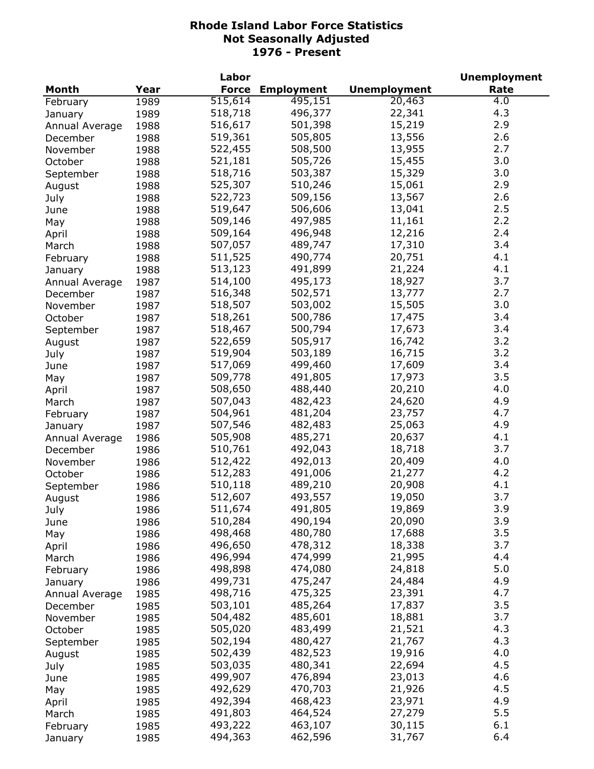# Rhode Island Labor Force Statistics
## Not Seasonally Adjusted
## 1976 - Present

| Month | Year | Labor Force | Employment | Unemployment | Unemployment Rate |
|---|---|---|---|---|---|
| February | 1989 | 515,614 | 495,151 | 20,463 | 4.0 |
| January | 1989 | 518,718 | 496,377 | 22,341 | 4.3 |
| Annual Average | 1988 | 516,617 | 501,398 | 15,219 | 2.9 |
| December | 1988 | 519,361 | 505,805 | 13,556 | 2.6 |
| November | 1988 | 522,455 | 508,500 | 13,955 | 2.7 |
| October | 1988 | 521,181 | 505,726 | 15,455 | 3.0 |
| September | 1988 | 518,716 | 503,387 | 15,329 | 3.0 |
| August | 1988 | 525,307 | 510,246 | 15,061 | 2.9 |
| July | 1988 | 522,723 | 509,156 | 13,567 | 2.6 |
| June | 1988 | 519,647 | 506,606 | 13,041 | 2.5 |
| May | 1988 | 509,146 | 497,985 | 11,161 | 2.2 |
| April | 1988 | 509,164 | 496,948 | 12,216 | 2.4 |
| March | 1988 | 507,057 | 489,747 | 17,310 | 3.4 |
| February | 1988 | 511,525 | 490,774 | 20,751 | 4.1 |
| January | 1988 | 513,123 | 491,899 | 21,224 | 4.1 |
| Annual Average | 1987 | 514,100 | 495,173 | 18,927 | 3.7 |
| December | 1987 | 516,348 | 502,571 | 13,777 | 2.7 |
| November | 1987 | 518,507 | 503,002 | 15,505 | 3.0 |
| October | 1987 | 518,261 | 500,786 | 17,475 | 3.4 |
| September | 1987 | 518,467 | 500,794 | 17,673 | 3.4 |
| August | 1987 | 522,659 | 505,917 | 16,742 | 3.2 |
| July | 1987 | 519,904 | 503,189 | 16,715 | 3.2 |
| June | 1987 | 517,069 | 499,460 | 17,609 | 3.4 |
| May | 1987 | 509,778 | 491,805 | 17,973 | 3.5 |
| April | 1987 | 508,650 | 488,440 | 20,210 | 4.0 |
| March | 1987 | 507,043 | 482,423 | 24,620 | 4.9 |
| February | 1987 | 504,961 | 481,204 | 23,757 | 4.7 |
| January | 1987 | 507,546 | 482,483 | 25,063 | 4.9 |
| Annual Average | 1986 | 505,908 | 485,271 | 20,637 | 4.1 |
| December | 1986 | 510,761 | 492,043 | 18,718 | 3.7 |
| November | 1986 | 512,422 | 492,013 | 20,409 | 4.0 |
| October | 1986 | 512,283 | 491,006 | 21,277 | 4.2 |
| September | 1986 | 510,118 | 489,210 | 20,908 | 4.1 |
| August | 1986 | 512,607 | 493,557 | 19,050 | 3.7 |
| July | 1986 | 511,674 | 491,805 | 19,869 | 3.9 |
| June | 1986 | 510,284 | 490,194 | 20,090 | 3.9 |
| May | 1986 | 498,468 | 480,780 | 17,688 | 3.5 |
| April | 1986 | 496,650 | 478,312 | 18,338 | 3.7 |
| March | 1986 | 496,994 | 474,999 | 21,995 | 4.4 |
| February | 1986 | 498,898 | 474,080 | 24,818 | 5.0 |
| January | 1986 | 499,731 | 475,247 | 24,484 | 4.9 |
| Annual Average | 1985 | 498,716 | 475,325 | 23,391 | 4.7 |
| December | 1985 | 503,101 | 485,264 | 17,837 | 3.5 |
| November | 1985 | 504,482 | 485,601 | 18,881 | 3.7 |
| October | 1985 | 505,020 | 483,499 | 21,521 | 4.3 |
| September | 1985 | 502,194 | 480,427 | 21,767 | 4.3 |
| August | 1985 | 502,439 | 482,523 | 19,916 | 4.0 |
| July | 1985 | 503,035 | 480,341 | 22,694 | 4.5 |
| June | 1985 | 499,907 | 476,894 | 23,013 | 4.6 |
| May | 1985 | 492,629 | 470,703 | 21,926 | 4.5 |
| April | 1985 | 492,394 | 468,423 | 23,971 | 4.9 |
| March | 1985 | 491,803 | 464,524 | 27,279 | 5.5 |
| February | 1985 | 493,222 | 463,107 | 30,115 | 6.1 |
| January | 1985 | 494,363 | 462,596 | 31,767 | 6.4 |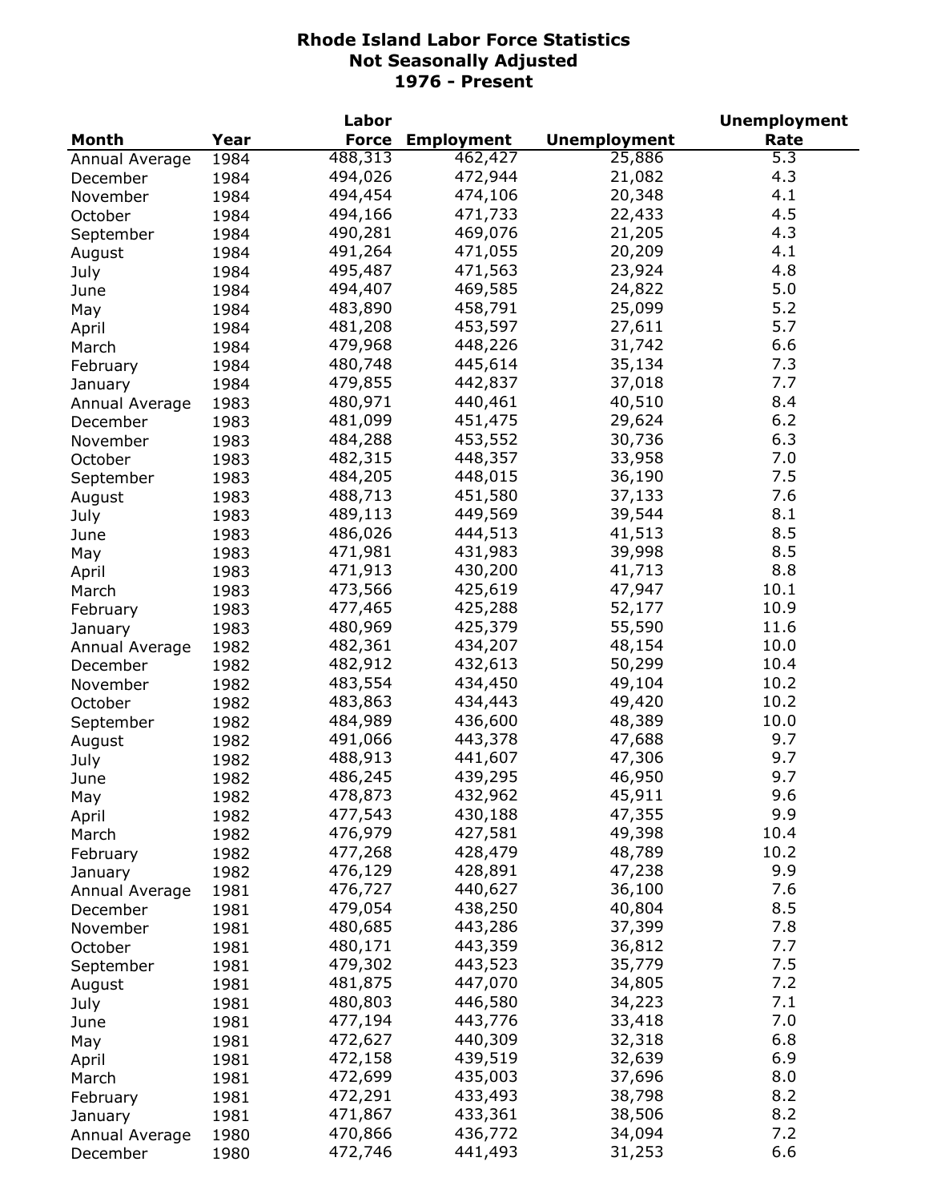# Rhode Island Labor Force Statistics
## Not Seasonally Adjusted
## 1976 - Present

| Month | Year | Labor Force | Employment | Unemployment | Unemployment Rate |
|---|---|---|---|---|---|
| Annual Average | 1984 | 488,313 | 462,427 | 25,886 | 5.3 |
| December | 1984 | 494,026 | 472,944 | 21,082 | 4.3 |
| November | 1984 | 494,454 | 474,106 | 20,348 | 4.1 |
| October | 1984 | 494,166 | 471,733 | 22,433 | 4.5 |
| September | 1984 | 490,281 | 469,076 | 21,205 | 4.3 |
| August | 1984 | 491,264 | 471,055 | 20,209 | 4.1 |
| July | 1984 | 495,487 | 471,563 | 23,924 | 4.8 |
| June | 1984 | 494,407 | 469,585 | 24,822 | 5.0 |
| May | 1984 | 483,890 | 458,791 | 25,099 | 5.2 |
| April | 1984 | 481,208 | 453,597 | 27,611 | 5.7 |
| March | 1984 | 479,968 | 448,226 | 31,742 | 6.6 |
| February | 1984 | 480,748 | 445,614 | 35,134 | 7.3 |
| January | 1984 | 479,855 | 442,837 | 37,018 | 7.7 |
| Annual Average | 1983 | 480,971 | 440,461 | 40,510 | 8.4 |
| December | 1983 | 481,099 | 451,475 | 29,624 | 6.2 |
| November | 1983 | 484,288 | 453,552 | 30,736 | 6.3 |
| October | 1983 | 482,315 | 448,357 | 33,958 | 7.0 |
| September | 1983 | 484,205 | 448,015 | 36,190 | 7.5 |
| August | 1983 | 488,713 | 451,580 | 37,133 | 7.6 |
| July | 1983 | 489,113 | 449,569 | 39,544 | 8.1 |
| June | 1983 | 486,026 | 444,513 | 41,513 | 8.5 |
| May | 1983 | 471,981 | 431,983 | 39,998 | 8.5 |
| April | 1983 | 471,913 | 430,200 | 41,713 | 8.8 |
| March | 1983 | 473,566 | 425,619 | 47,947 | 10.1 |
| February | 1983 | 477,465 | 425,288 | 52,177 | 10.9 |
| January | 1983 | 480,969 | 425,379 | 55,590 | 11.6 |
| Annual Average | 1982 | 482,361 | 434,207 | 48,154 | 10.0 |
| December | 1982 | 482,912 | 432,613 | 50,299 | 10.4 |
| November | 1982 | 483,554 | 434,450 | 49,104 | 10.2 |
| October | 1982 | 483,863 | 434,443 | 49,420 | 10.2 |
| September | 1982 | 484,989 | 436,600 | 48,389 | 10.0 |
| August | 1982 | 491,066 | 443,378 | 47,688 | 9.7 |
| July | 1982 | 488,913 | 441,607 | 47,306 | 9.7 |
| June | 1982 | 486,245 | 439,295 | 46,950 | 9.7 |
| May | 1982 | 478,873 | 432,962 | 45,911 | 9.6 |
| April | 1982 | 477,543 | 430,188 | 47,355 | 9.9 |
| March | 1982 | 476,979 | 427,581 | 49,398 | 10.4 |
| February | 1982 | 477,268 | 428,479 | 48,789 | 10.2 |
| January | 1982 | 476,129 | 428,891 | 47,238 | 9.9 |
| Annual Average | 1981 | 476,727 | 440,627 | 36,100 | 7.6 |
| December | 1981 | 479,054 | 438,250 | 40,804 | 8.5 |
| November | 1981 | 480,685 | 443,286 | 37,399 | 7.8 |
| October | 1981 | 480,171 | 443,359 | 36,812 | 7.7 |
| September | 1981 | 479,302 | 443,523 | 35,779 | 7.5 |
| August | 1981 | 481,875 | 447,070 | 34,805 | 7.2 |
| July | 1981 | 480,803 | 446,580 | 34,223 | 7.1 |
| June | 1981 | 477,194 | 443,776 | 33,418 | 7.0 |
| May | 1981 | 472,627 | 440,309 | 32,318 | 6.8 |
| April | 1981 | 472,158 | 439,519 | 32,639 | 6.9 |
| March | 1981 | 472,699 | 435,003 | 37,696 | 8.0 |
| February | 1981 | 472,291 | 433,493 | 38,798 | 8.2 |
| January | 1981 | 471,867 | 433,361 | 38,506 | 8.2 |
| Annual Average | 1980 | 470,866 | 436,772 | 34,094 | 7.2 |
| December | 1980 | 472,746 | 441,493 | 31,253 | 6.6 |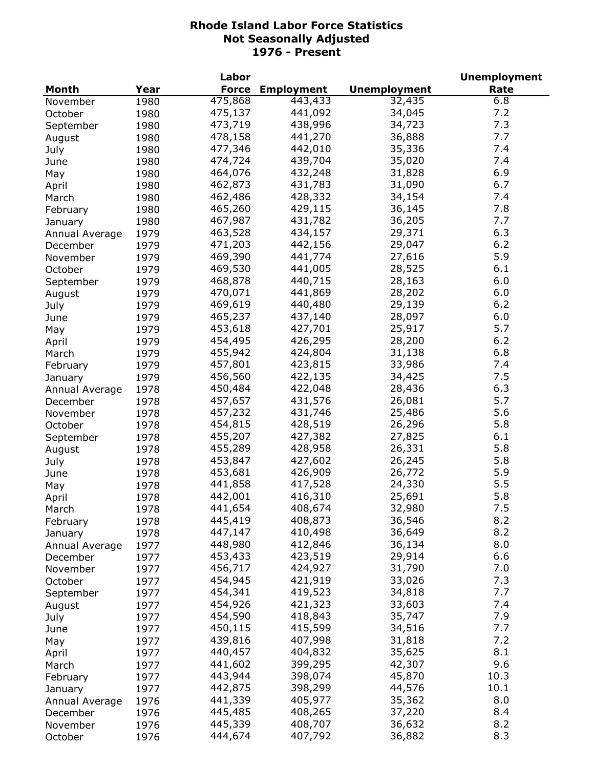# Rhode Island Labor Force Statistics
## Not Seasonally Adjusted
## 1976 - Present

| Month | Year | Labor Force | Employment | Unemployment | Unemployment Rate |
|---|---|---|---|---|---|
| November | 1980 | 475,868 | 443,433 | 32,435 | 6.8 |
| October | 1980 | 475,137 | 441,092 | 34,045 | 7.2 |
| September | 1980 | 473,719 | 438,996 | 34,723 | 7.3 |
| August | 1980 | 478,158 | 441,270 | 36,888 | 7.7 |
| July | 1980 | 477,346 | 442,010 | 35,336 | 7.4 |
| June | 1980 | 474,724 | 439,704 | 35,020 | 7.4 |
| May | 1980 | 464,076 | 432,248 | 31,828 | 6.9 |
| April | 1980 | 462,873 | 431,783 | 31,090 | 6.7 |
| March | 1980 | 462,486 | 428,332 | 34,154 | 7.4 |
| February | 1980 | 465,260 | 429,115 | 36,145 | 7.8 |
| January | 1980 | 467,987 | 431,782 | 36,205 | 7.7 |
| Annual Average | 1979 | 463,528 | 434,157 | 29,371 | 6.3 |
| December | 1979 | 471,203 | 442,156 | 29,047 | 6.2 |
| November | 1979 | 469,390 | 441,774 | 27,616 | 5.9 |
| October | 1979 | 469,530 | 441,005 | 28,525 | 6.1 |
| September | 1979 | 468,878 | 440,715 | 28,163 | 6.0 |
| August | 1979 | 470,071 | 441,869 | 28,202 | 6.0 |
| July | 1979 | 469,619 | 440,480 | 29,139 | 6.2 |
| June | 1979 | 465,237 | 437,140 | 28,097 | 6.0 |
| May | 1979 | 453,618 | 427,701 | 25,917 | 5.7 |
| April | 1979 | 454,495 | 426,295 | 28,200 | 6.2 |
| March | 1979 | 455,942 | 424,804 | 31,138 | 6.8 |
| February | 1979 | 457,801 | 423,815 | 33,986 | 7.4 |
| January | 1979 | 456,560 | 422,135 | 34,425 | 7.5 |
| Annual Average | 1978 | 450,484 | 422,048 | 28,436 | 6.3 |
| December | 1978 | 457,657 | 431,576 | 26,081 | 5.7 |
| November | 1978 | 457,232 | 431,746 | 25,486 | 5.6 |
| October | 1978 | 454,815 | 428,519 | 26,296 | 5.8 |
| September | 1978 | 455,207 | 427,382 | 27,825 | 6.1 |
| August | 1978 | 455,289 | 428,958 | 26,331 | 5.8 |
| July | 1978 | 453,847 | 427,602 | 26,245 | 5.8 |
| June | 1978 | 453,681 | 426,909 | 26,772 | 5.9 |
| May | 1978 | 441,858 | 417,528 | 24,330 | 5.5 |
| April | 1978 | 442,001 | 416,310 | 25,691 | 5.8 |
| March | 1978 | 441,654 | 408,674 | 32,980 | 7.5 |
| February | 1978 | 445,419 | 408,873 | 36,546 | 8.2 |
| January | 1978 | 447,147 | 410,498 | 36,649 | 8.2 |
| Annual Average | 1977 | 448,980 | 412,846 | 36,134 | 8.0 |
| December | 1977 | 453,433 | 423,519 | 29,914 | 6.6 |
| November | 1977 | 456,717 | 424,927 | 31,790 | 7.0 |
| October | 1977 | 454,945 | 421,919 | 33,026 | 7.3 |
| September | 1977 | 454,341 | 419,523 | 34,818 | 7.7 |
| August | 1977 | 454,926 | 421,323 | 33,603 | 7.4 |
| July | 1977 | 454,590 | 418,843 | 35,747 | 7.9 |
| June | 1977 | 450,115 | 415,599 | 34,516 | 7.7 |
| May | 1977 | 439,816 | 407,998 | 31,818 | 7.2 |
| April | 1977 | 440,457 | 404,832 | 35,625 | 8.1 |
| March | 1977 | 441,602 | 399,295 | 42,307 | 9.6 |
| February | 1977 | 443,944 | 398,074 | 45,870 | 10.3 |
| January | 1977 | 442,875 | 398,299 | 44,576 | 10.1 |
| Annual Average | 1976 | 441,339 | 405,977 | 35,362 | 8.0 |
| December | 1976 | 445,485 | 408,265 | 37,220 | 8.4 |
| November | 1976 | 445,339 | 408,707 | 36,632 | 8.2 |
| October | 1976 | 444,674 | 407,792 | 36,882 | 8.3 |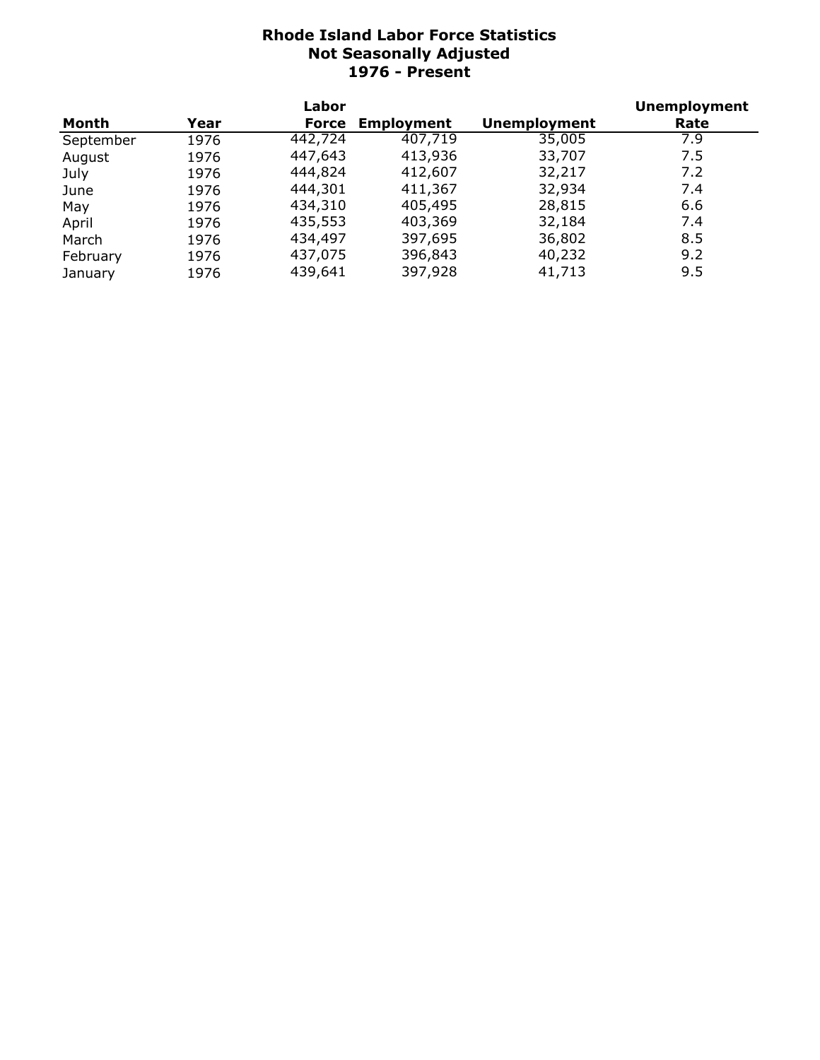# Rhode Island Labor Force Statistics
## Not Seasonally Adjusted
## 1976 - Present

| Month | Year | Labor Force | Employment | Unemployment | Unemployment Rate |
|---|---|---|---|---|---|
| September | 1976 | 442,724 | 407,719 | 35,005 | 7.9 |
| August | 1976 | 447,643 | 413,936 | 33,707 | 7.5 |
| July | 1976 | 444,824 | 412,607 | 32,217 | 7.2 |
| June | 1976 | 444,301 | 411,367 | 32,934 | 7.4 |
| May | 1976 | 434,310 | 405,495 | 28,815 | 6.6 |
| April | 1976 | 435,553 | 403,369 | 32,184 | 7.4 |
| March | 1976 | 434,497 | 397,695 | 36,802 | 8.5 |
| February | 1976 | 437,075 | 396,843 | 40,232 | 9.2 |
| January | 1976 | 439,641 | 397,928 | 41,713 | 9.5 |